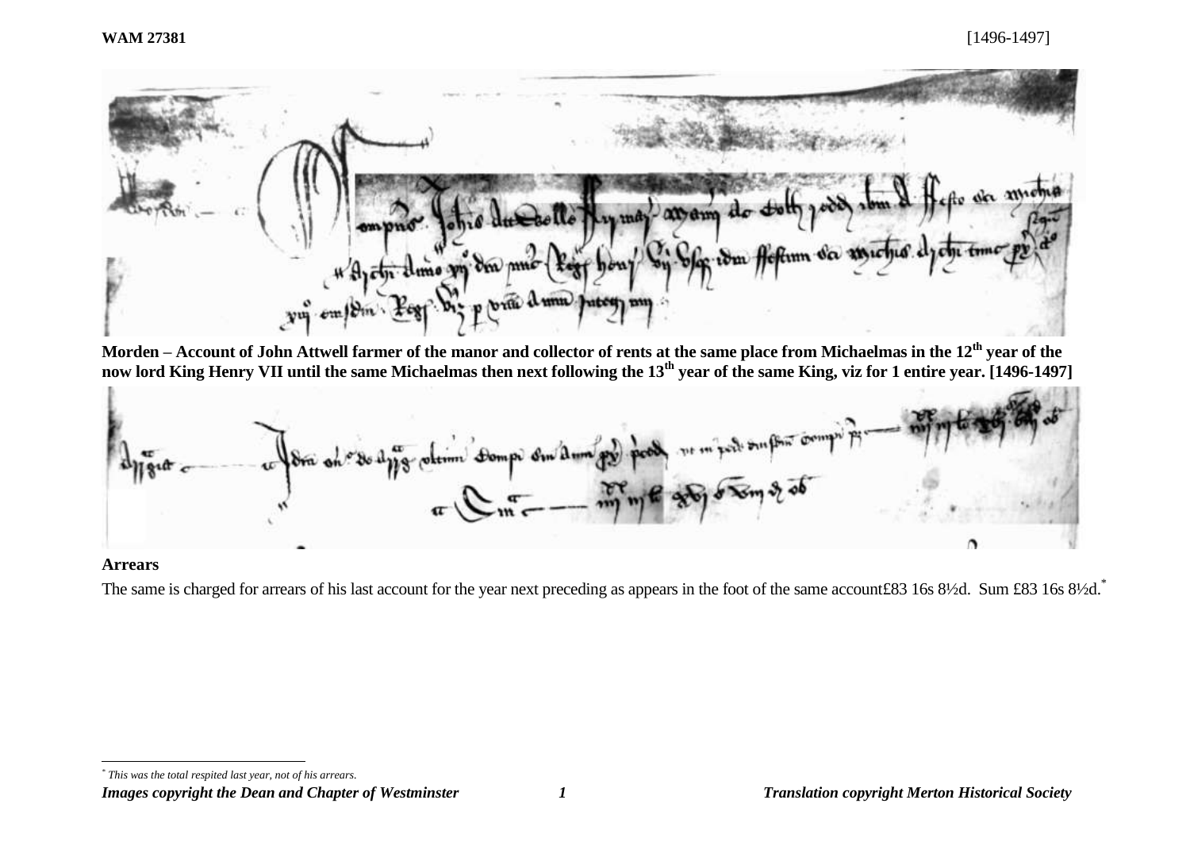**Morden – Account of John Attwell farmer of the manor and collector of rents at the same place from Michaelmas in the 12th year of the now lord King Henry VII until the same Michaelmas then next following the 13th year of the same King, viz for 1 entire year. [1496-1497]**

**Arrears**

The same is charged for arrears of his last account for the year next preceding as appears in the foot of the same account£83 16s 8½d. Sum £83 16s 8½d.[*]

[*] *This was the total respited last year, not of his arrears.*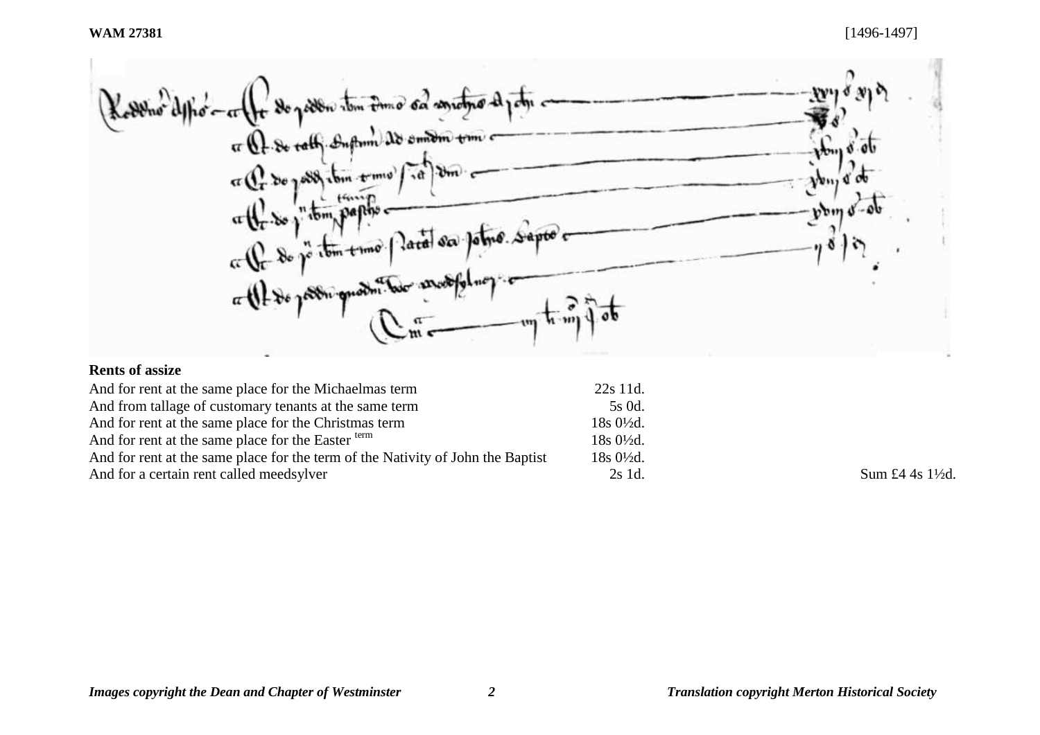## Rents of assize

| | | |
|---|---|---|
| And for rent at the same place for the Michaelmas term | 22s 11d. | |
| And from tallage of customary tenants at the same term | 5s 0d. | |
| And for rent at the same place for the Christmas term | 18s 0½d. | |
| And for rent at the same place for the Easter term | 18s 0½d. | |
| And for rent at the same place for the term of the Nativity of John the Baptist | 18s 0½d. | |
| And for a certain rent called meedsylver | 2s 1d. | Sum £4 4s 1½d. |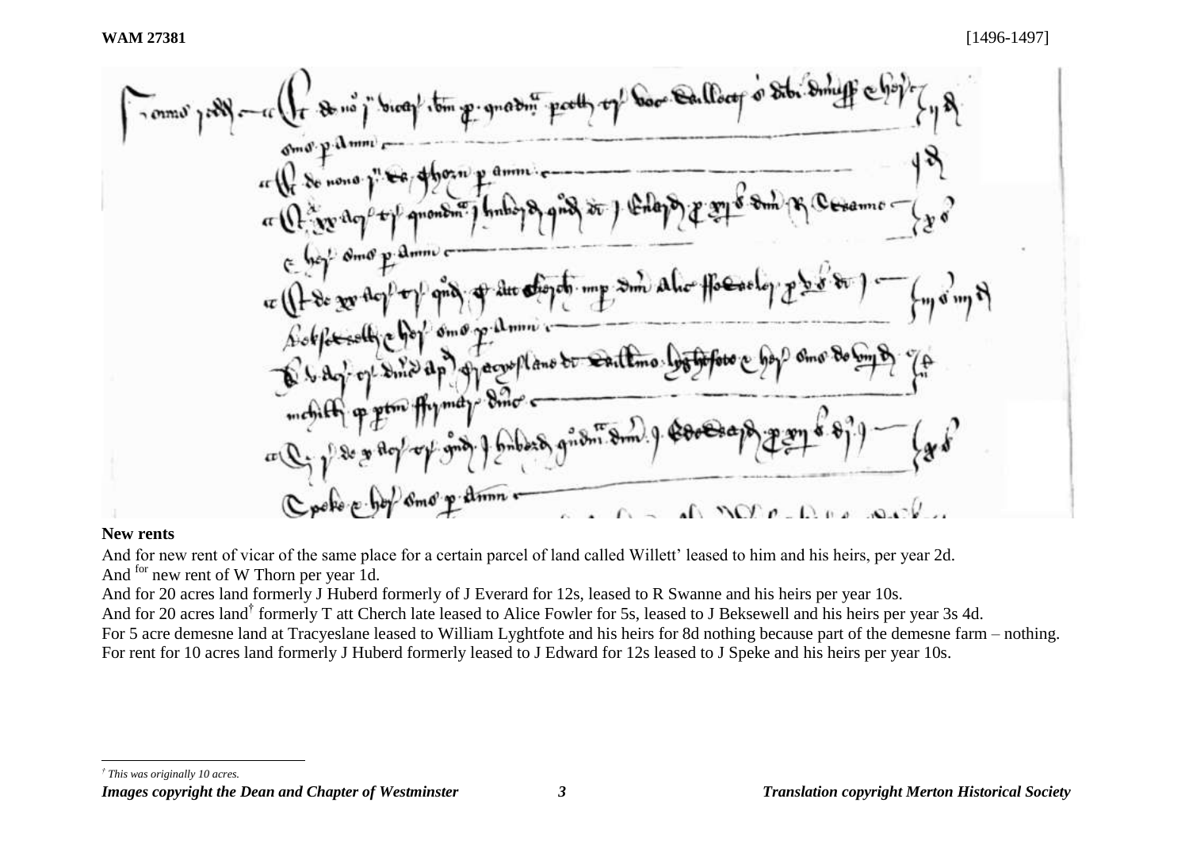**WAM 27381** [1496-1497]

## New rents

And for new rent of vicar of the same place for a certain parcel of land called Willett' leased to him and his heirs, per year 2d.
And [for] new rent of W Thorn per year 1d.
And for 20 acres land formerly J Huberd formerly of J Everard for 12s, leased to R Swanne and his heirs per year 10s.
And for 20 acres land[†] formerly T att Cherch late leased to Alice Fowler for 5s, leased to J Beksewell and his heirs per year 3s 4d.
For 5 acre demesne land at Tracyeslane leased to William Lyghtfote and his heirs for 8d nothing because part of the demesne farm – nothing.
For rent for 10 acres land formerly J Huberd formerly leased to J Edward for 12s leased to J Speke and his heirs per year 10s.

---

[†] *This was originally 10 acres.*

*Images copyright the Dean and Chapter of Westminster* — *Translation copyright Merton Historical Society*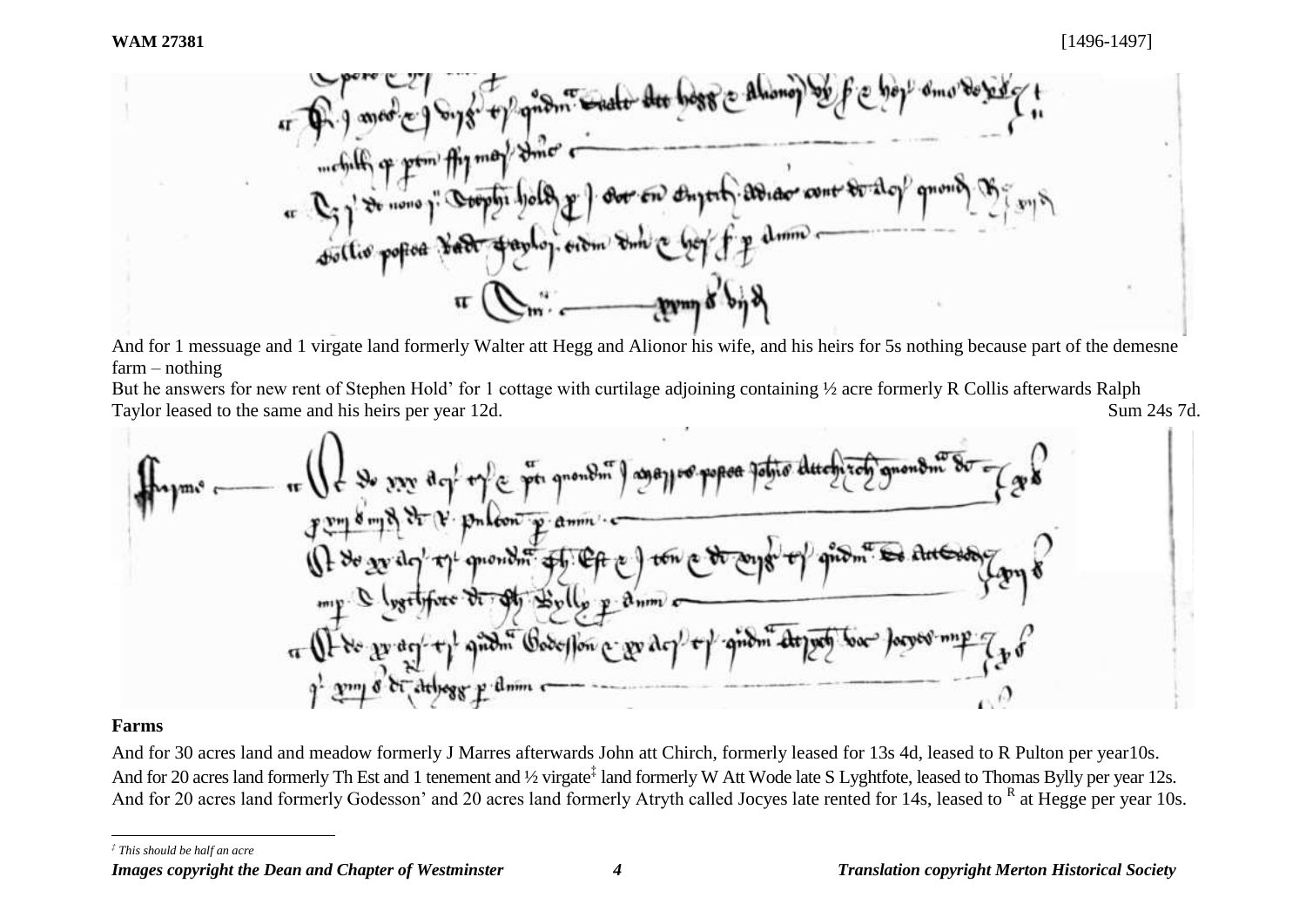**WAM 27381** [1496-1497]

And for 1 messuage and 1 virgate land formerly Walter att Hegg and Alionor his wife, and his heirs for 5s nothing because part of the demesne farm – nothing

But he answers for new rent of Stephen Hold’ for 1 cottage with curtilage adjoining containing ½ acre formerly R Collis afterwards Ralph Taylor leased to the same and his heirs per year 12d. Sum 24s 7d.

**Farms**

And for 30 acres land and meadow formerly J Marres afterwards John att Chirch, formerly leased for 13s 4d, leased to R Pulton per year10s.

And for 20 acres land formerly Th Est and 1 tenement and ½ virgate‡ land formerly W Att Wode late S Lyghtfote, leased to Thomas Bylly per year 12s.

And for 20 acres land formerly Godesson’ and 20 acres land formerly Atryth called Jocyes late rented for 14s, leased to R at Hegge per year 10s.

‡ *This should be half an acre*

*Images copyright the Dean and Chapter of Westminster* *Translation copyright Merton Historical Society*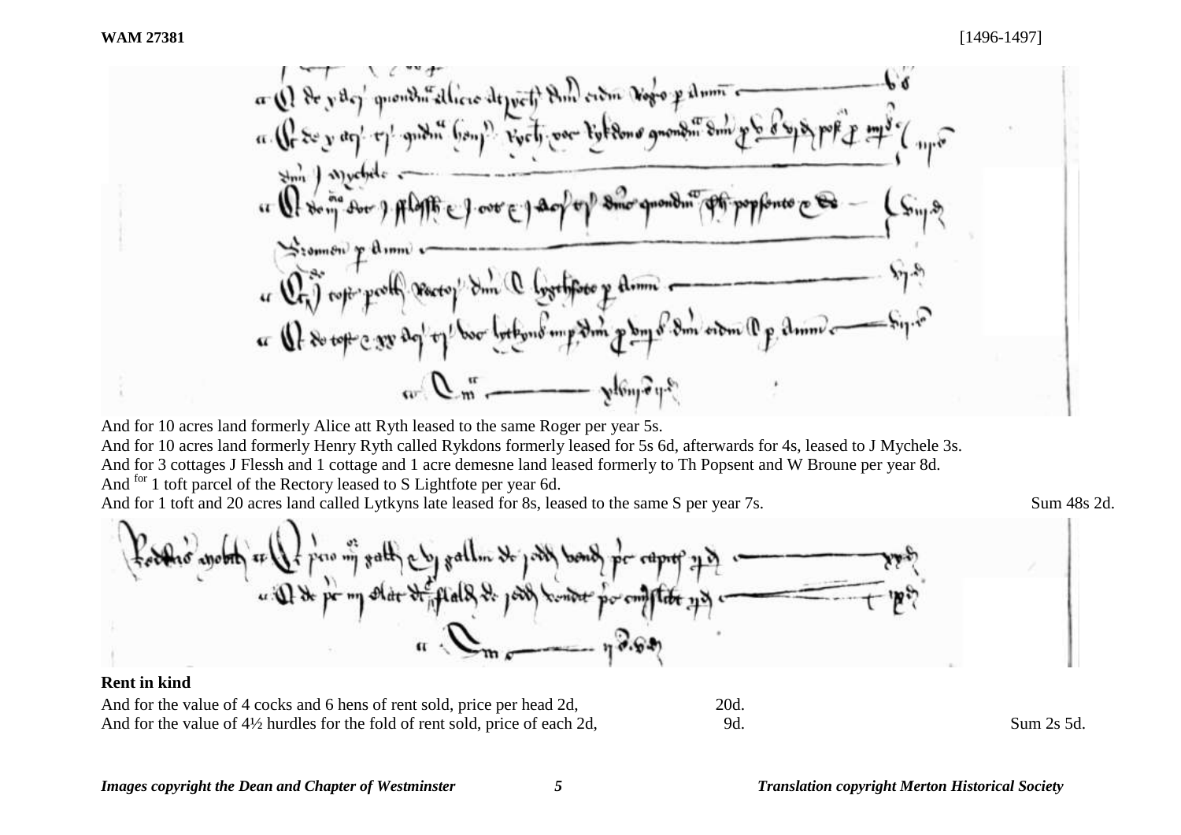**WAM 27381** [1496-1497]

And for 10 acres land formerly Alice att Ryth leased to the same Roger per year 5s.
And for 10 acres land formerly Henry Ryth called Rykdons formerly leased for 5s 6d, afterwards for 4s, leased to J Mychele 3s.
And for 3 cottages J Flessh and 1 cottage and 1 acre demesne land leased formerly to Th Popsent and W Broune per year 8d.
And [for] 1 toft parcel of the Rectory leased to S Lightfote per year 6d.
And for 1 toft and 20 acres land called Lytkyns late leased for 8s, leased to the same S per year 7s. Sum 48s 2d.

**Rent in kind**

And for the value of 4 cocks and 6 hens of rent sold, price per head 2d, 20d.
And for the value of 4½ hurdles for the fold of rent sold, price of each 2d, 9d. Sum 2s 5d.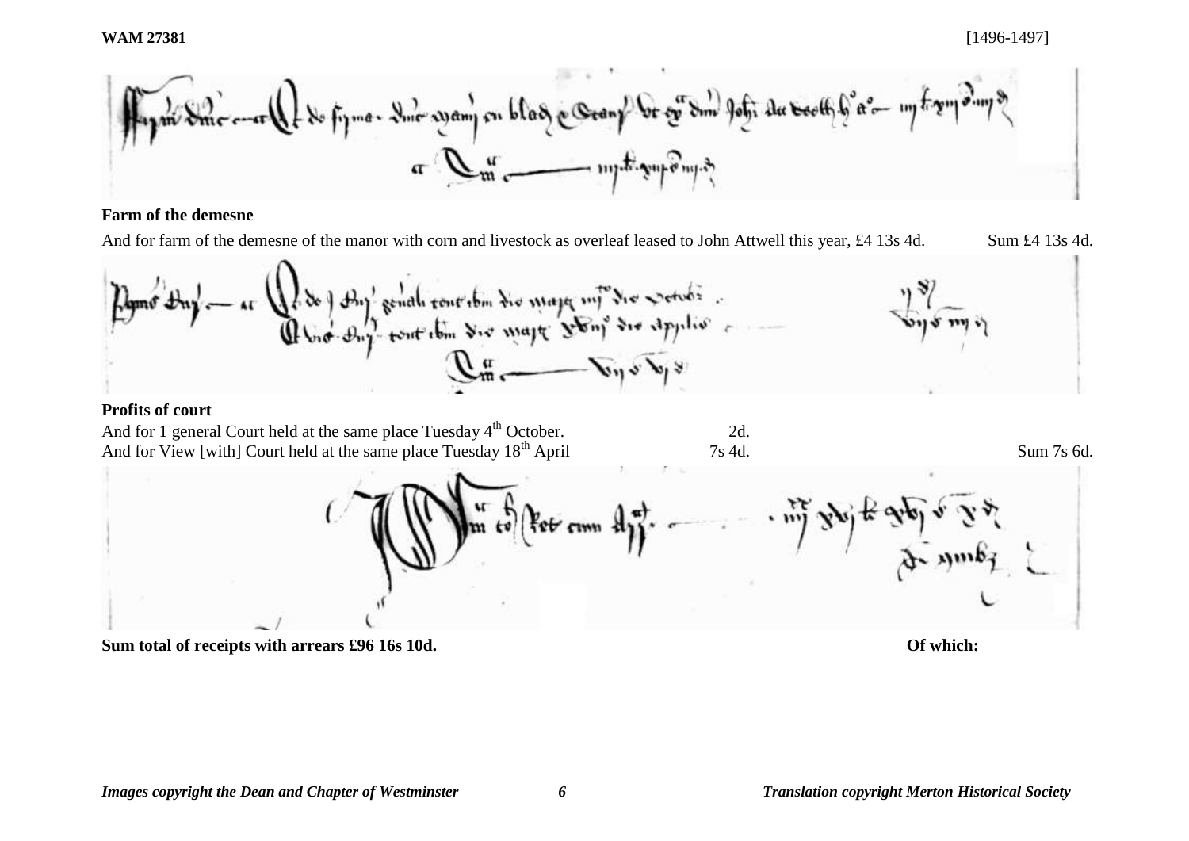**WAM 27381** [1496-1497]

**Farm of the demesne**

And for farm of the demesne of the manor with corn and livestock as overleaf leased to John Attwell this year, £4 13s 4d. Sum £4 13s 4d.

**Profits of court**

And for 1 general Court held at the same place Tuesday 4th October. 2d.
And for View [with] Court held at the same place Tuesday 18th April 7s 4d. Sum 7s 6d.

**Sum total of receipts with arrears £96 16s 10d.** **Of which:**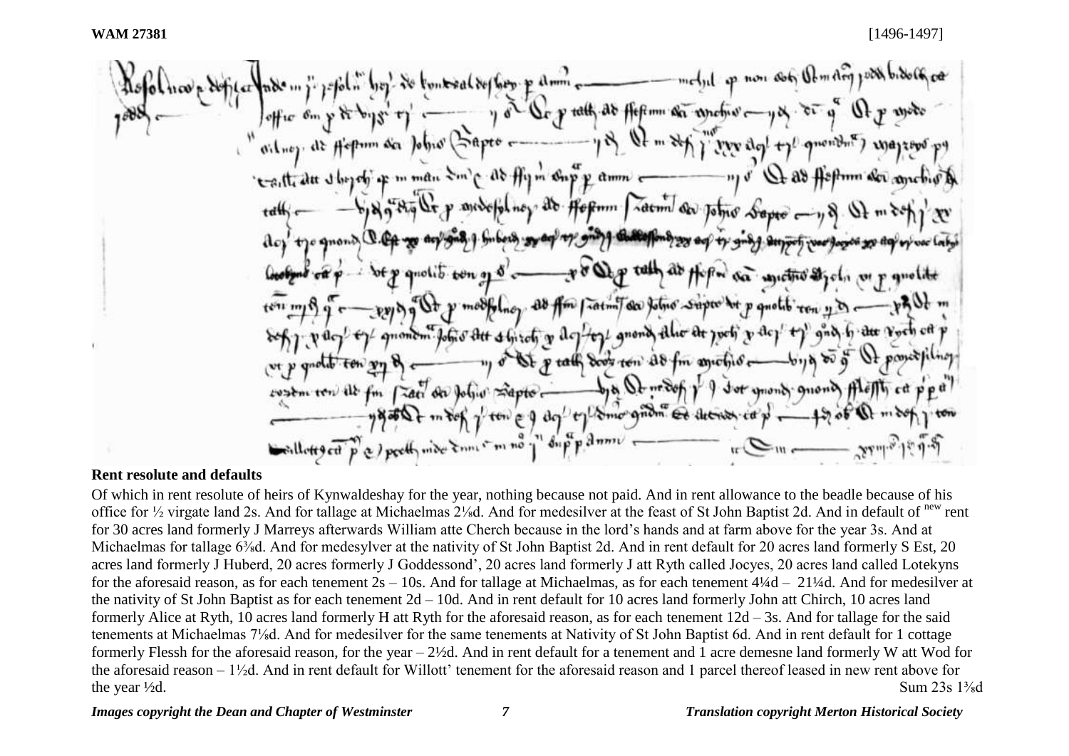**WAM 27381** [1496-1497]

## Rent resolute and defaults

Of which in rent resolute of heirs of Kynwaldeshay for the year, nothing because not paid. And in rent allowance to the beadle because of his office for ½ virgate land 2s. And for tallage at Michaelmas 2⅛d. And for medesilver at the feast of St John Baptist 2d. And in default of new rent for 30 acres land formerly J Marreys afterwards William atte Cherch because in the lord's hands and at farm above for the year 3s. And at Michaelmas for tallage 6⅜d. And for medesylver at the nativity of St John Baptist 2d. And in rent default for 20 acres land formerly S Est, 20 acres land formerly J Huberd, 20 acres formerly J Goddessond', 20 acres land formerly J att Ryth called Jocyes, 20 acres land called Lotekyns for the aforesaid reason, as for each tenement 2s – 10s. And for tallage at Michaelmas, as for each tenement 4¼d – 21¼d. And for medesilver at the nativity of St John Baptist as for each tenement 2d – 10d. And in rent default for 10 acres land formerly John att Chirch, 10 acres land formerly Alice at Ryth, 10 acres land formerly H att Ryth for the aforesaid reason, as for each tenement 12d – 3s. And for tallage for the said tenements at Michaelmas 7⅛d. And for medesilver for the same tenements at Nativity of St John Baptist 6d. And in rent default for 1 cottage formerly Flessh for the aforesaid reason, for the year – 2½d. And in rent default for a tenement and 1 acre demesne land formerly W att Wod for the aforesaid reason – 1½d. And in rent default for Willott' tenement for the aforesaid reason and 1 parcel thereof leased in new rent above for the year ½d. Sum 23s 1⅜d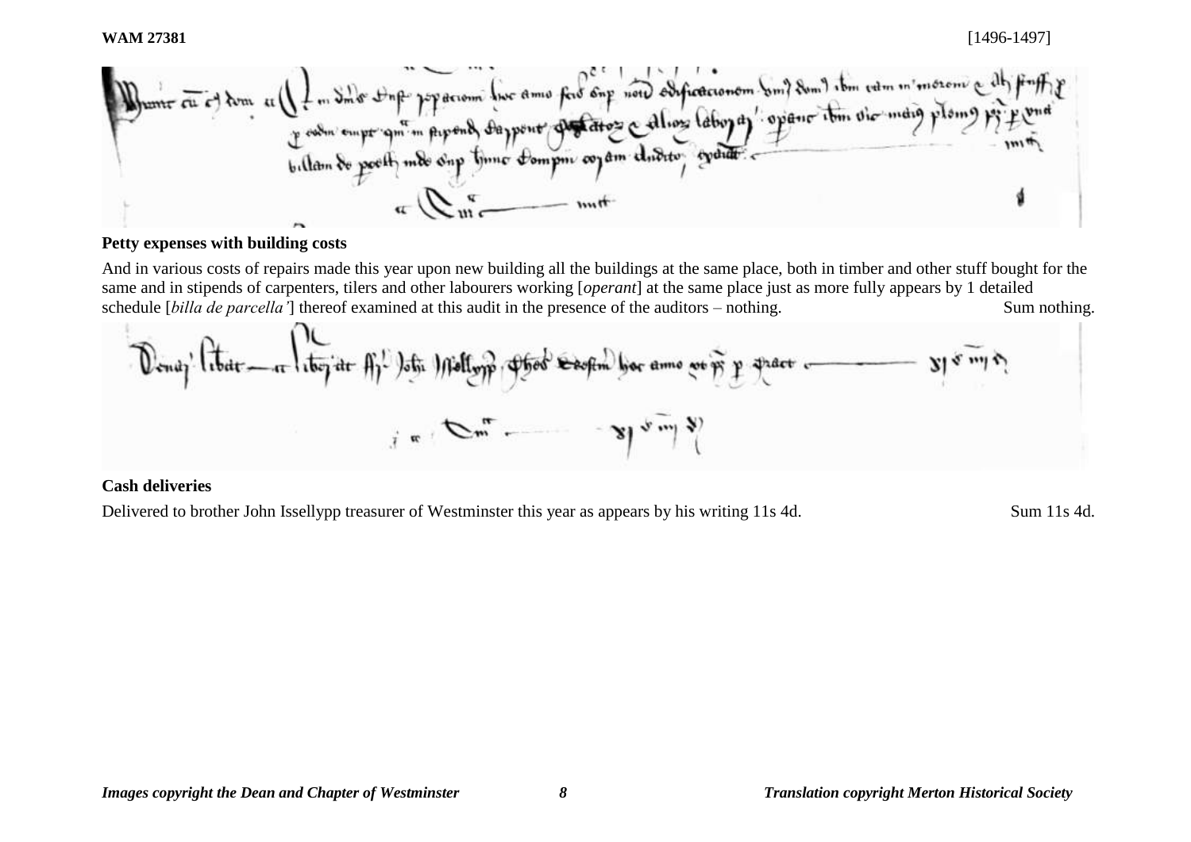**WAM 27381** [1496-1497]

**Petty expenses with building costs**

And in various costs of repairs made this year upon new building all the buildings at the same place, both in timber and other stuff bought for the same and in stipends of carpenters, tilers and other labourers working [*operant*] at the same place just as more fully appears by 1 detailed schedule [*billa de parcella'*] thereof examined at this audit in the presence of the auditors – nothing. Sum nothing.

**Cash deliveries**

Delivered to brother John Issellypp treasurer of Westminster this year as appears by his writing 11s 4d. Sum 11s 4d.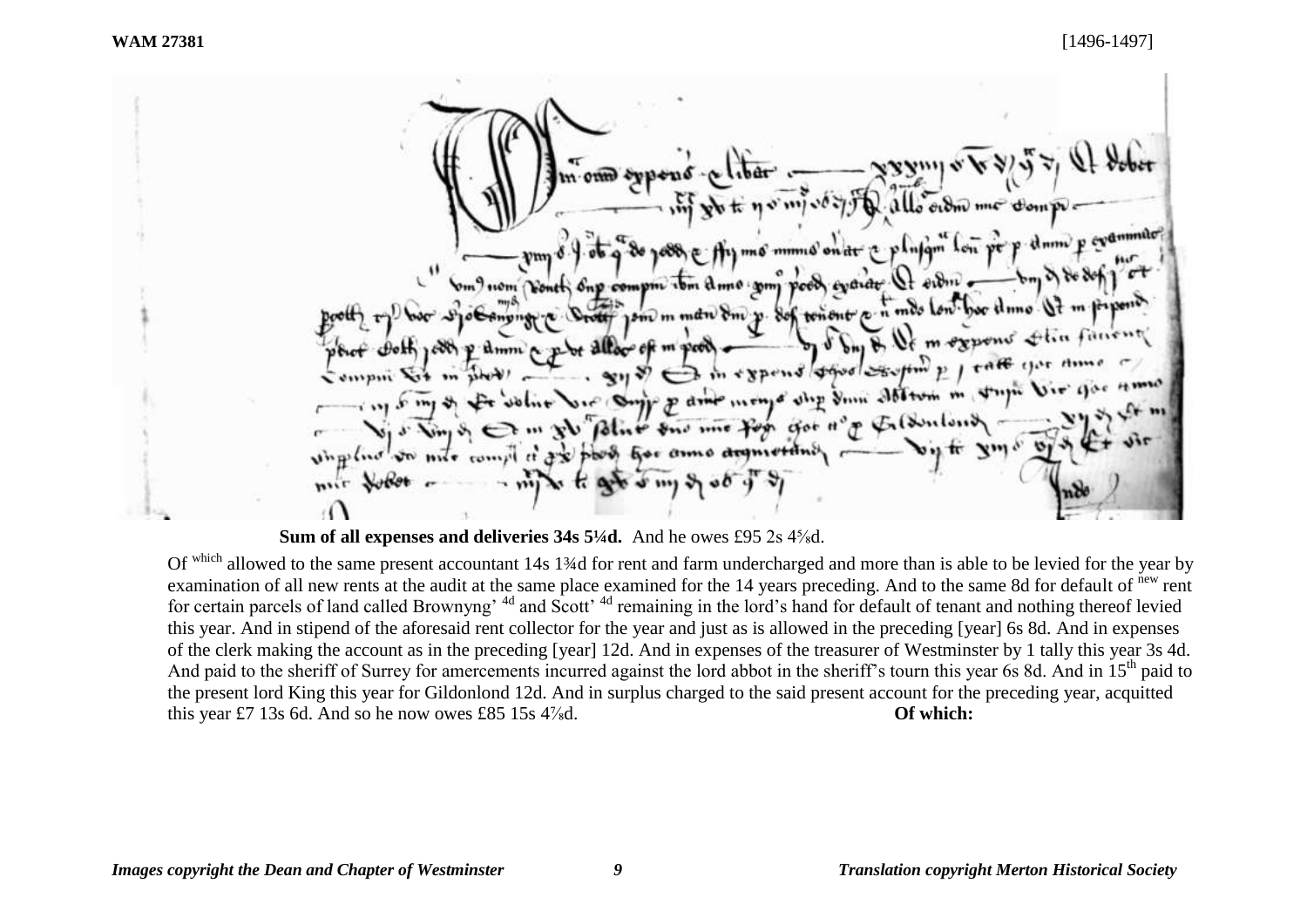**Sum of all expenses and deliveries 34s 5¼d.** And he owes £95 2s 4⅝d.

Of [which] allowed to the same present accountant 14s 1¾d for rent and farm undercharged and more than is able to be levied for the year by examination of all new rents at the audit at the same place examined for the 14 years preceding. And to the same 8d for default of [new] rent for certain parcels of land called Brownyng' [4d] and Scott' [4d] remaining in the lord's hand for default of tenant and nothing thereof levied this year. And in stipend of the aforesaid rent collector for the year and just as is allowed in the preceding [year] 6s 8d. And in expenses of the clerk making the account as in the preceding [year] 12d. And in expenses of the treasurer of Westminster by 1 tally this year 3s 4d. And paid to the sheriff of Surrey for amercements incurred against the lord abbot in the sheriff's tourn this year 6s 8d. And in 15th paid to the present lord King this year for Gildonlond 12d. And in surplus charged to the said present account for the preceding year, acquitted this year £7 13s 6d. And so he now owes £85 15s 4⅞d. **Of which:**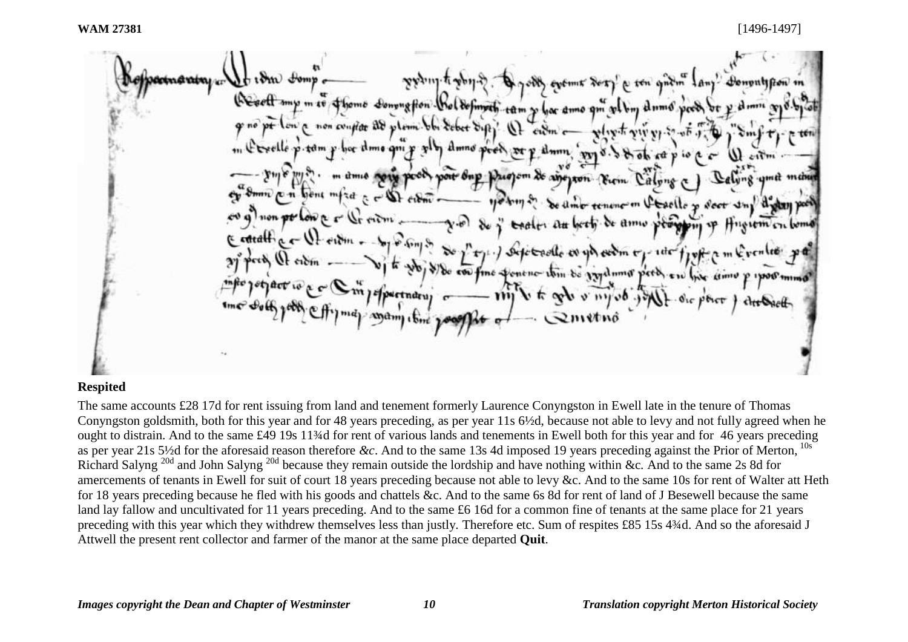**WAM 27381** [1496-1497]

**Respited**

The same accounts £28 17d for rent issuing from land and tenement formerly Laurence Conyngston in Ewell late in the tenure of Thomas Conyngston goldsmith, both for this year and for 48 years preceding, as per year 11s 6½d, because not able to levy and not fully agreed when he ought to distrain. And to the same £49 19s 11¾d for rent of various lands and tenements in Ewell both for this year and for 46 years preceding as per year 21s 5½d for the aforesaid reason therefore *&c*. And to the same 13s 4d imposed 19 years preceding against the Prior of Merton, [10s] Richard Salyng [20d] and John Salyng [20d] because they remain outside the lordship and have nothing within &c. And to the same 2s 8d for amercements of tenants in Ewell for suit of court 18 years preceding because not able to levy &c. And to the same 10s for rent of Walter att Heth for 18 years preceding because he fled with his goods and chattels &c. And to the same 6s 8d for rent of land of J Besewell because the same land lay fallow and uncultivated for 11 years preceding. And to the same £6 16d for a common fine of tenants at the same place for 21 years preceding with this year which they withdrew themselves less than justly. Therefore etc. Sum of respites £85 15s 4¾d. And so the aforesaid J Attwell the present rent collector and farmer of the manor at the same place departed **Quit**.

*Images copyright the Dean and Chapter of Westminster* *Translation copyright Merton Historical Society*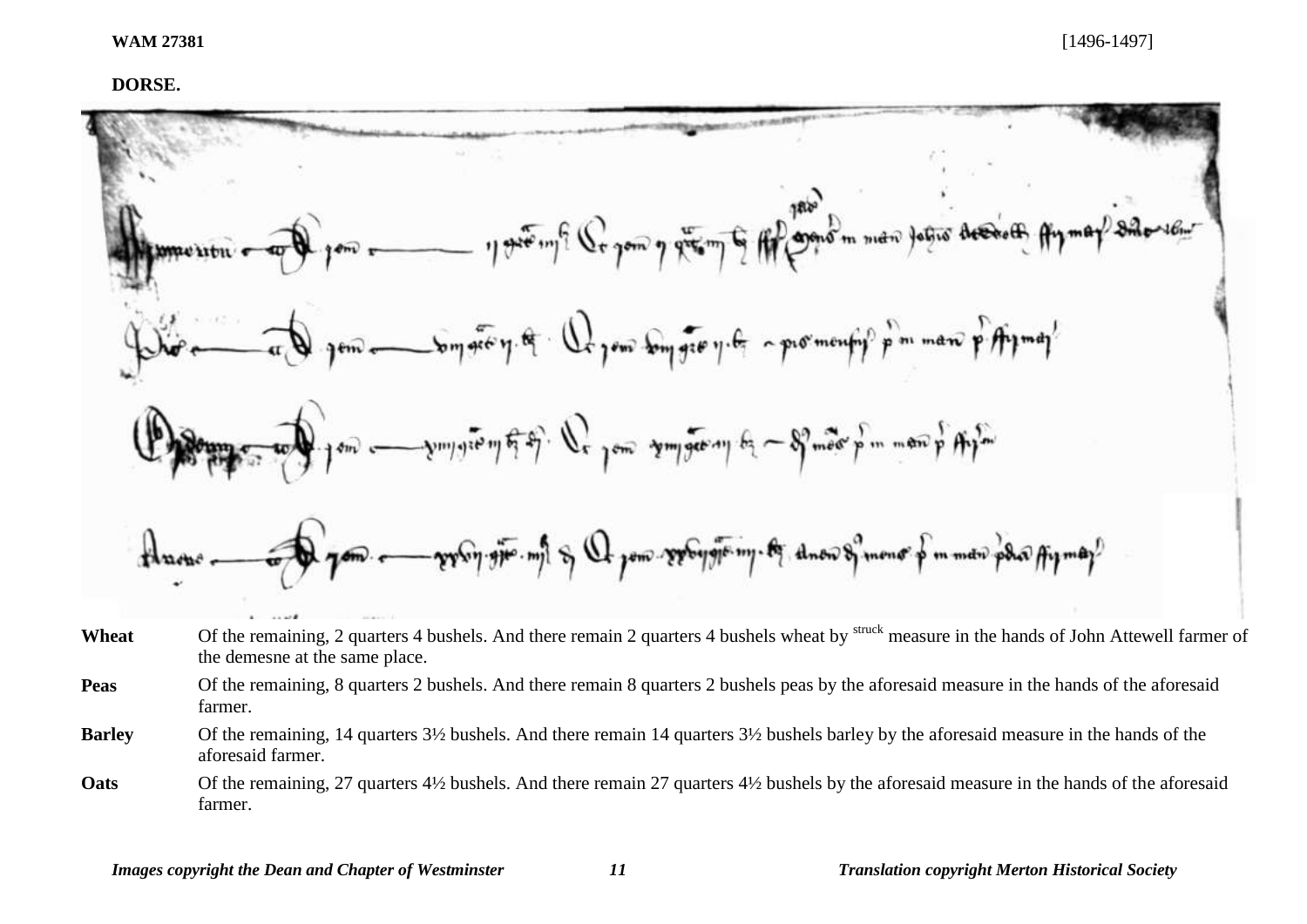**WAM 27381** [1496-1497]

**DORSE.**

| | |
|---|---|
| **Wheat** | Of the remaining, 2 quarters 4 bushels. And there remain 2 quarters 4 bushels wheat by [struck] measure in the hands of John Attewell farmer of the demesne at the same place. |
| **Peas** | Of the remaining, 8 quarters 2 bushels. And there remain 8 quarters 2 bushels peas by the aforesaid measure in the hands of the aforesaid farmer. |
| **Barley** | Of the remaining, 14 quarters 3½ bushels. And there remain 14 quarters 3½ bushels barley by the aforesaid measure in the hands of the aforesaid farmer. |
| **Oats** | Of the remaining, 27 quarters 4½ bushels. And there remain 27 quarters 4½ bushels by the aforesaid measure in the hands of the aforesaid farmer. |

*Images copyright the Dean and Chapter of Westminster* *Translation copyright Merton Historical Society*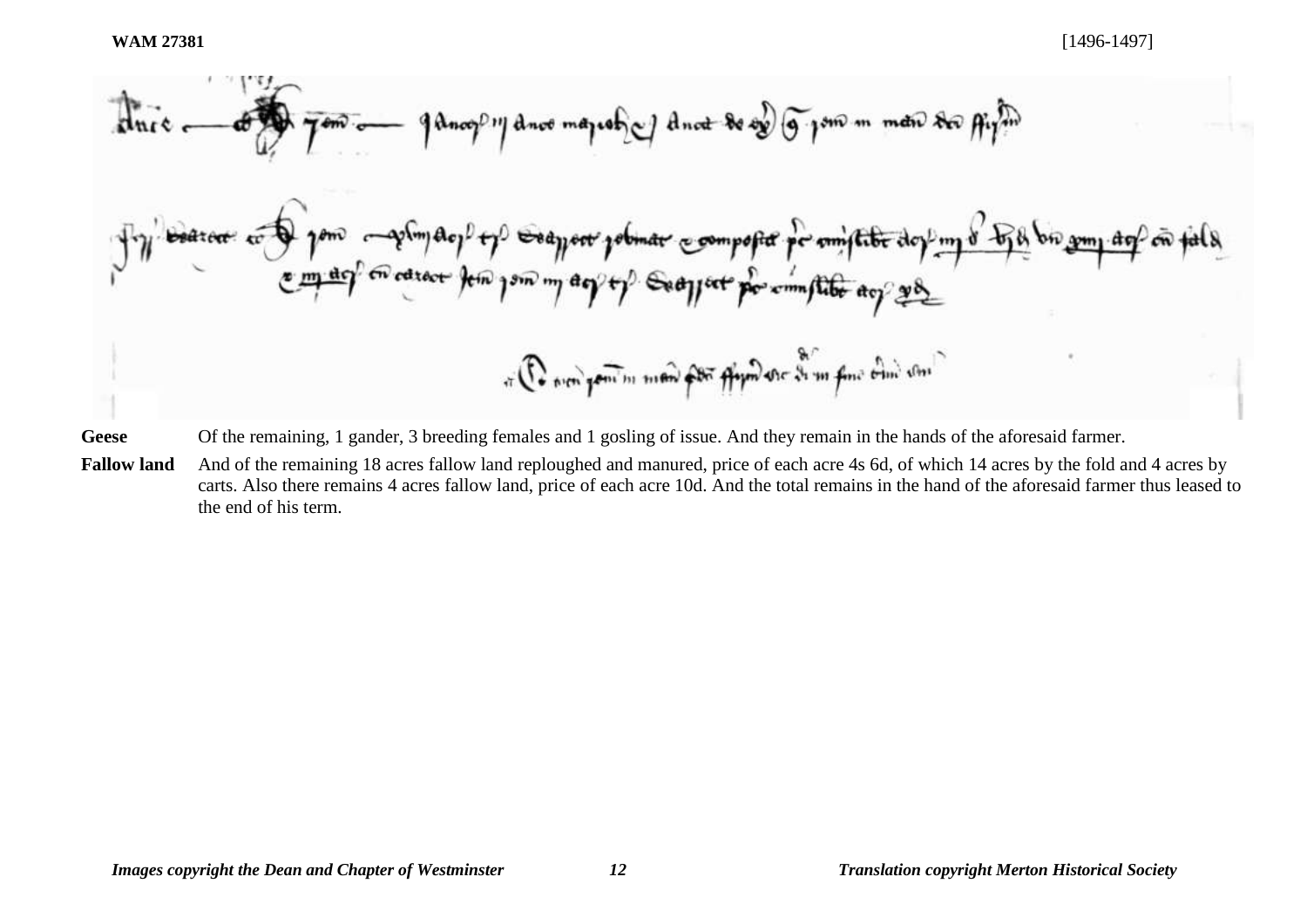**Geese** Of the remaining, 1 gander, 3 breeding females and 1 gosling of issue. And they remain in the hands of the aforesaid farmer.

**Fallow land** And of the remaining 18 acres fallow land reploughed and manured, price of each acre 4s 6d, of which 14 acres by the fold and 4 acres by carts. Also there remains 4 acres fallow land, price of each acre 10d. And the total remains in the hand of the aforesaid farmer thus leased to the end of his term.